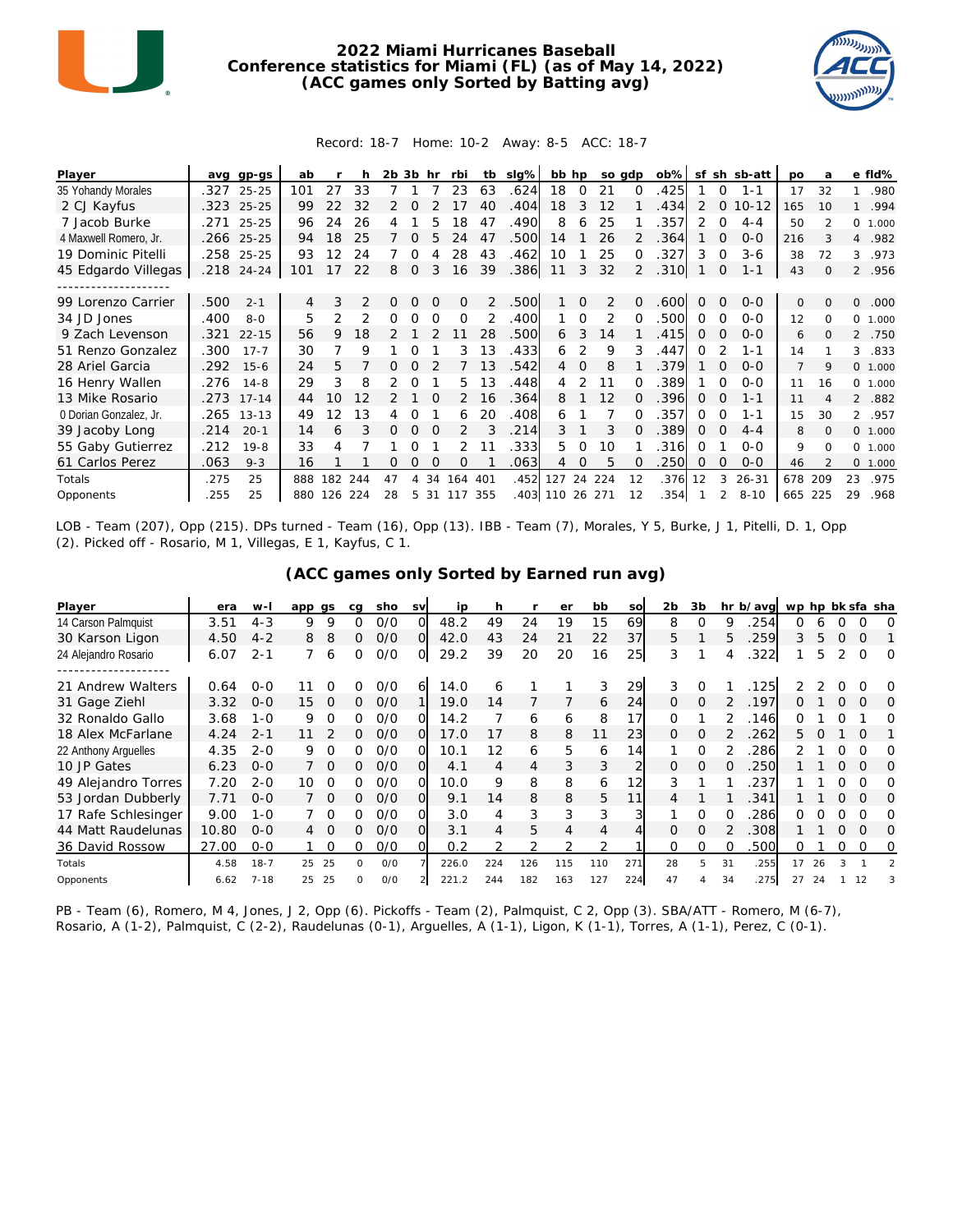# 2022 Miami Hurricanes Baseball
## Conference statistics for Miami (FL) (as of May 14, 2022)
## (ACC games only Sorted by Batting avg)

Record: 18-7 Home: 10-2 Away: 8-5 ACC: 18-7

| Player | avg | gp-gs | ab | r | h | 2b | 3b | hr | rbi | tb | slg% | bb | hp | so | gdp | ob% | sf | sh | sb-att | po | a | e | fld% |
|---|---|---|---|---|---|---|---|---|---|---|---|---|---|---|---|---|---|---|---|---|---|---|---|
| 35 Yohandy Morales | .327 | 25-25 | 101 | 27 | 33 | 7 | 1 | 7 | 23 | 63 | .624 | 18 | 0 | 21 | 0 | .425 | 1 | 0 | 1-1 | 17 | 32 | 1 | .980 |
| 2 CJ Kayfus | .323 | 25-25 | 99 | 22 | 32 | 2 | 0 | 2 | 17 | 40 | .404 | 18 | 3 | 12 | 1 | .434 | 2 | 0 | 10-12 | 165 | 10 | 1 | .994 |
| 7 Jacob Burke | .271 | 25-25 | 96 | 24 | 26 | 4 | 1 | 5 | 18 | 47 | .490 | 8 | 6 | 25 | 1 | .357 | 2 | 0 | 4-4 | 50 | 2 | 0 | 1.000 |
| 4 Maxwell Romero, Jr. | .266 | 25-25 | 94 | 18 | 25 | 7 | 0 | 5 | 24 | 47 | .500 | 14 | 1 | 26 | 2 | .364 | 1 | 0 | 0-0 | 216 | 3 | 4 | .982 |
| 19 Dominic Pitelli | .258 | 25-25 | 93 | 12 | 24 | 7 | 0 | 4 | 28 | 43 | .462 | 10 | 1 | 25 | 0 | .327 | 3 | 0 | 3-6 | 38 | 72 | 3 | .973 |
| 45 Edgardo Villegas | .218 | 24-24 | 101 | 17 | 22 | 8 | 0 | 3 | 16 | 39 | .386 | 11 | 3 | 32 | 2 | .310 | 1 | 0 | 1-1 | 43 | 0 | 2 | .956 |
| -------------------- | | | | | | | | | | | | | | | | | | | | | | | |
| 99 Lorenzo Carrier | .500 | 2-1 | 4 | 3 | 2 | 0 | 0 | 0 | 0 | 2 | .500 | 1 | 0 | 2 | 0 | .600 | 0 | 0 | 0-0 | 0 | 0 | 0 | .000 |
| 34 JD Jones | .400 | 8-0 | 5 | 2 | 2 | 0 | 0 | 0 | 0 | 2 | .400 | 1 | 0 | 2 | 0 | .500 | 0 | 0 | 0-0 | 12 | 0 | 0 | 1.000 |
| 9 Zach Levenson | .321 | 22-15 | 56 | 9 | 18 | 2 | 1 | 2 | 11 | 28 | .500 | 6 | 3 | 14 | 1 | .415 | 0 | 0 | 0-0 | 6 | 0 | 2 | .750 |
| 51 Renzo Gonzalez | .300 | 17-7 | 30 | 7 | 9 | 1 | 0 | 1 | 3 | 13 | .433 | 6 | 2 | 9 | 3 | .447 | 0 | 2 | 1-1 | 14 | 1 | 3 | .833 |
| 28 Ariel Garcia | .292 | 15-6 | 24 | 5 | 7 | 0 | 0 | 2 | 7 | 13 | .542 | 4 | 0 | 8 | 1 | .379 | 1 | 0 | 0-0 | 7 | 9 | 0 | 1.000 |
| 16 Henry Wallen | .276 | 14-8 | 29 | 3 | 8 | 2 | 0 | 1 | 5 | 13 | .448 | 4 | 2 | 11 | 0 | .389 | 1 | 0 | 0-0 | 11 | 16 | 0 | 1.000 |
| 13 Mike Rosario | .273 | 17-14 | 44 | 10 | 12 | 2 | 1 | 0 | 2 | 16 | .364 | 8 | 1 | 12 | 0 | .396 | 0 | 0 | 1-1 | 11 | 4 | 2 | .882 |
| 0 Dorian Gonzalez, Jr. | .265 | 13-13 | 49 | 12 | 13 | 4 | 0 | 1 | 6 | 20 | .408 | 6 | 1 | 7 | 0 | .357 | 0 | 0 | 1-1 | 15 | 30 | 2 | .957 |
| 39 Jacoby Long | .214 | 20-1 | 14 | 6 | 3 | 0 | 0 | 0 | 2 | 3 | .214 | 3 | 1 | 3 | 0 | .389 | 0 | 0 | 4-4 | 8 | 0 | 0 | 1.000 |
| 55 Gaby Gutierrez | .212 | 19-8 | 33 | 4 | 7 | 1 | 0 | 1 | 2 | 11 | .333 | 5 | 0 | 10 | 1 | .316 | 0 | 1 | 0-0 | 9 | 0 | 0 | 1.000 |
| 61 Carlos Perez | .063 | 9-3 | 16 | 1 | 1 | 0 | 0 | 0 | 0 | 1 | .063 | 4 | 0 | 5 | 0 | .250 | 0 | 0 | 0-0 | 46 | 2 | 0 | 1.000 |
| Totals | .275 | 25 | 888 | 182 | 244 | 47 | 4 | 34 | 164 | 401 | .452 | 127 | 24 | 224 | 12 | .376 | 12 | 3 | 26-31 | 678 | 209 | 23 | .975 |
| Opponents | .255 | 25 | 880 | 126 | 224 | 28 | 5 | 31 | 117 | 355 | .403 | 110 | 26 | 271 | 12 | .354 | 1 | 2 | 8-10 | 665 | 225 | 29 | .968 |

LOB - Team (207), Opp (215). DPs turned - Team (16), Opp (13). IBB - Team (7), Morales, Y 5, Burke, J 1, Pitelli, D. 1, Opp (2). Picked off - Rosario, M 1, Villegas, E 1, Kayfus, C 1.

## (ACC games only Sorted by Earned run avg)

| Player | era | w-l | app | gs | cg | sho | sv | ip | h | r | er | bb | so | 2b | 3b | hr | b/avg | wp | hp | bk | sfa | sha |
|---|---|---|---|---|---|---|---|---|---|---|---|---|---|---|---|---|---|---|---|---|---|---|
| 14 Carson Palmquist | 3.51 | 4-3 | 9 | 9 | 0 | 0/0 | 0 | 48.2 | 49 | 24 | 19 | 15 | 69 | 8 | 0 | 9 | .254 | 0 | 6 | 0 | 0 | 0 |
| 30 Karson Ligon | 4.50 | 4-2 | 8 | 8 | 0 | 0/0 | 0 | 42.0 | 43 | 24 | 21 | 22 | 37 | 5 | 1 | 5 | .259 | 3 | 5 | 0 | 0 | 1 |
| 24 Alejandro Rosario | 6.07 | 2-1 | 7 | 6 | 0 | 0/0 | 0 | 29.2 | 39 | 20 | 20 | 16 | 25 | 3 | 1 | 4 | .322 | 1 | 5 | 2 | 0 | 0 |
| -------------------- | | | | | | | | | | | | | | | | | | | | | | |
| 21 Andrew Walters | 0.64 | 0-0 | 11 | 0 | 0 | 0/0 | 6 | 14.0 | 6 | 1 | 1 | 3 | 29 | 3 | 0 | 1 | .125 | 2 | 2 | 0 | 0 | 0 |
| 31 Gage Ziehl | 3.32 | 0-0 | 15 | 0 | 0 | 0/0 | 1 | 19.0 | 14 | 7 | 7 | 6 | 24 | 0 | 0 | 2 | .197 | 0 | 1 | 0 | 0 | 0 |
| 32 Ronaldo Gallo | 3.68 | 1-0 | 9 | 0 | 0 | 0/0 | 0 | 14.2 | 7 | 6 | 6 | 8 | 17 | 0 | 1 | 2 | .146 | 0 | 1 | 0 | 1 | 0 |
| 18 Alex McFarlane | 4.24 | 2-1 | 11 | 2 | 0 | 0/0 | 0 | 17.0 | 17 | 8 | 8 | 11 | 23 | 0 | 0 | 2 | .262 | 5 | 0 | 1 | 0 | 1 |
| 22 Anthony Arguelles | 4.35 | 2-0 | 9 | 0 | 0 | 0/0 | 0 | 10.1 | 12 | 6 | 5 | 6 | 14 | 1 | 0 | 2 | .286 | 2 | 1 | 0 | 0 | 0 |
| 10 JP Gates | 6.23 | 0-0 | 7 | 0 | 0 | 0/0 | 0 | 4.1 | 4 | 4 | 3 | 3 | 2 | 0 | 0 | 0 | .250 | 1 | 1 | 0 | 0 | 0 |
| 49 Alejandro Torres | 7.20 | 2-0 | 10 | 0 | 0 | 0/0 | 0 | 10.0 | 9 | 8 | 8 | 6 | 12 | 3 | 1 | 1 | .237 | 1 | 1 | 0 | 0 | 0 |
| 53 Jordan Dubberly | 7.71 | 0-0 | 7 | 0 | 0 | 0/0 | 0 | 9.1 | 14 | 8 | 8 | 5 | 11 | 4 | 1 | 1 | .341 | 1 | 1 | 0 | 0 | 0 |
| 17 Rafe Schlesinger | 9.00 | 1-0 | 7 | 0 | 0 | 0/0 | 0 | 3.0 | 4 | 3 | 3 | 3 | 3 | 1 | 0 | 0 | .286 | 0 | 0 | 0 | 0 | 0 |
| 44 Matt Raudelunas | 10.80 | 0-0 | 4 | 0 | 0 | 0/0 | 0 | 3.1 | 4 | 5 | 4 | 4 | 4 | 0 | 0 | 2 | .308 | 1 | 1 | 0 | 0 | 0 |
| 36 David Rossow | 27.00 | 0-0 | 1 | 0 | 0 | 0/0 | 0 | 0.2 | 2 | 2 | 2 | 2 | 1 | 0 | 0 | 0 | .500 | 0 | 1 | 0 | 0 | 0 |
| Totals | 4.58 | 18-7 | 25 | 25 | 0 | 0/0 | 7 | 226.0 | 224 | 126 | 115 | 110 | 271 | 28 | 5 | 31 | .255 | 17 | 26 | 3 | 1 | 2 |
| Opponents | 6.62 | 7-18 | 25 | 25 | 0 | 0/0 | 2 | 221.2 | 244 | 182 | 163 | 127 | 224 | 47 | 4 | 34 | .275 | 27 | 24 | 1 | 12 | 3 |

PB - Team (6), Romero, M 4, Jones, J 2, Opp (6). Pickoffs - Team (2), Palmquist, C 2, Opp (3). SBA/ATT - Romero, M (6-7), Rosario, A (1-2), Palmquist, C (2-2), Raudelunas (0-1), Arguelles, A (1-1), Ligon, K (1-1), Torres, A (1-1), Perez, C (0-1).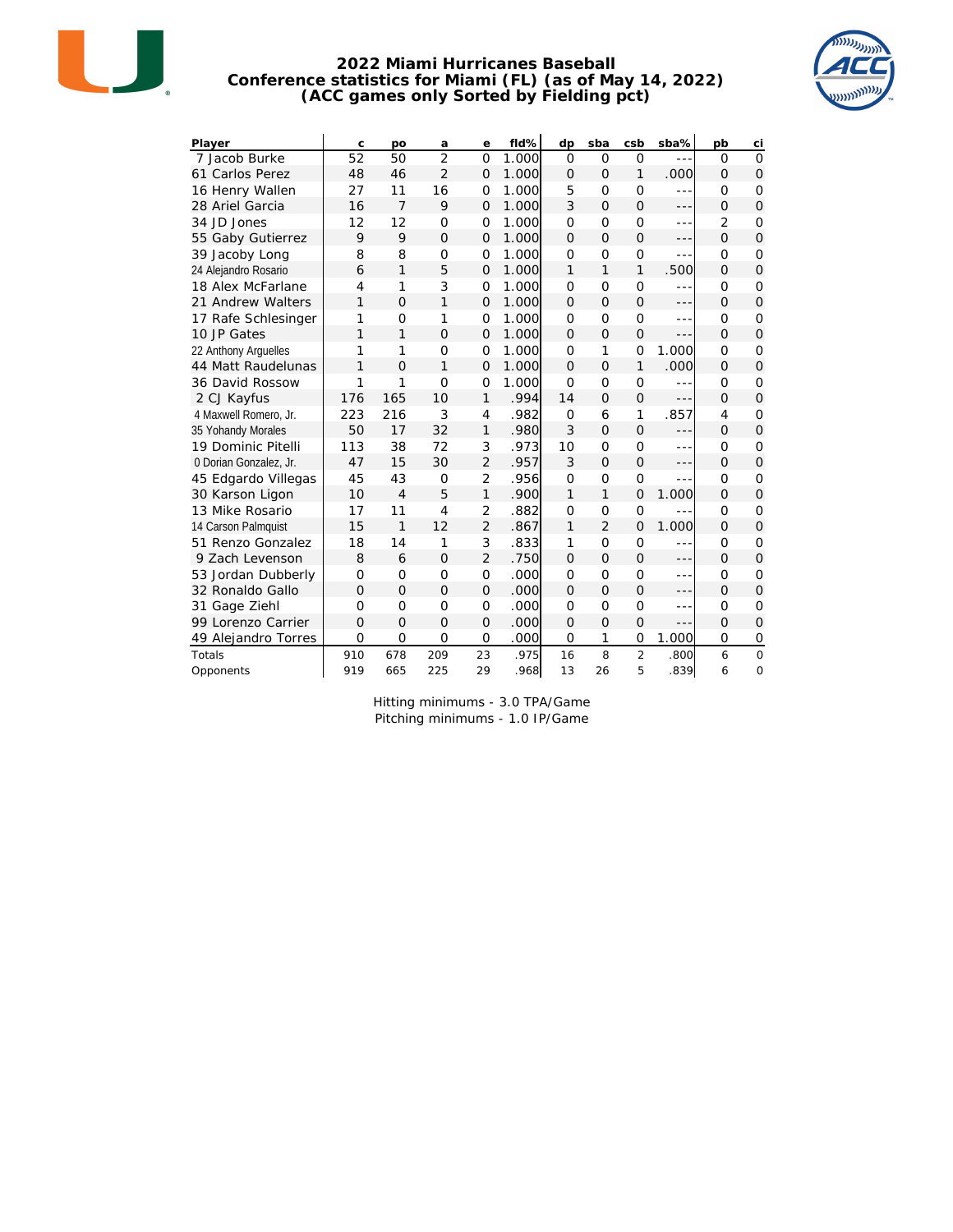# 2022 Miami Hurricanes Baseball
## Conference statistics for Miami (FL) (as of May 14, 2022)
## (ACC games only Sorted by Fielding pct)

| Player | c | po | a | e | fld% | dp | sba | csb | sba% | pb | ci |
|---|---|---|---|---|---|---|---|---|---|---|---|
| 7 Jacob Burke | 52 | 50 | 2 | 0 | 1.000 | 0 | 0 | 0 | --- | 0 | 0 |
| 61 Carlos Perez | 48 | 46 | 2 | 0 | 1.000 | 0 | 0 | 1 | .000 | 0 | 0 |
| 16 Henry Wallen | 27 | 11 | 16 | 0 | 1.000 | 5 | 0 | 0 | --- | 0 | 0 |
| 28 Ariel Garcia | 16 | 7 | 9 | 0 | 1.000 | 3 | 0 | 0 | --- | 0 | 0 |
| 34 JD Jones | 12 | 12 | 0 | 0 | 1.000 | 0 | 0 | 0 | --- | 2 | 0 |
| 55 Gaby Gutierrez | 9 | 9 | 0 | 0 | 1.000 | 0 | 0 | 0 | --- | 0 | 0 |
| 39 Jacoby Long | 8 | 8 | 0 | 0 | 1.000 | 0 | 0 | 0 | --- | 0 | 0 |
| 24 Alejandro Rosario | 6 | 1 | 5 | 0 | 1.000 | 1 | 1 | 1 | .500 | 0 | 0 |
| 18 Alex McFarlane | 4 | 1 | 3 | 0 | 1.000 | 0 | 0 | 0 | --- | 0 | 0 |
| 21 Andrew Walters | 1 | 0 | 1 | 0 | 1.000 | 0 | 0 | 0 | --- | 0 | 0 |
| 17 Rafe Schlesinger | 1 | 0 | 1 | 0 | 1.000 | 0 | 0 | 0 | --- | 0 | 0 |
| 10 JP Gates | 1 | 1 | 0 | 0 | 1.000 | 0 | 0 | 0 | --- | 0 | 0 |
| 22 Anthony Arguelles | 1 | 1 | 0 | 0 | 1.000 | 0 | 1 | 0 | 1.000 | 0 | 0 |
| 44 Matt Raudelunas | 1 | 0 | 1 | 0 | 1.000 | 0 | 0 | 1 | .000 | 0 | 0 |
| 36 David Rossow | 1 | 1 | 0 | 0 | 1.000 | 0 | 0 | 0 | --- | 0 | 0 |
| 2 CJ Kayfus | 176 | 165 | 10 | 1 | .994 | 14 | 0 | 0 | --- | 0 | 0 |
| 4 Maxwell Romero, Jr. | 223 | 216 | 3 | 4 | .982 | 0 | 6 | 1 | .857 | 4 | 0 |
| 35 Yohandy Morales | 50 | 17 | 32 | 1 | .980 | 3 | 0 | 0 | --- | 0 | 0 |
| 19 Dominic Pitelli | 113 | 38 | 72 | 3 | .973 | 10 | 0 | 0 | --- | 0 | 0 |
| 0 Dorian Gonzalez, Jr. | 47 | 15 | 30 | 2 | .957 | 3 | 0 | 0 | --- | 0 | 0 |
| 45 Edgardo Villegas | 45 | 43 | 0 | 2 | .956 | 0 | 0 | 0 | --- | 0 | 0 |
| 30 Karson Ligon | 10 | 4 | 5 | 1 | .900 | 1 | 1 | 0 | 1.000 | 0 | 0 |
| 13 Mike Rosario | 17 | 11 | 4 | 2 | .882 | 0 | 0 | 0 | --- | 0 | 0 |
| 14 Carson Palmquist | 15 | 1 | 12 | 2 | .867 | 1 | 2 | 0 | 1.000 | 0 | 0 |
| 51 Renzo Gonzalez | 18 | 14 | 1 | 3 | .833 | 1 | 0 | 0 | --- | 0 | 0 |
| 9 Zach Levenson | 8 | 6 | 0 | 2 | .750 | 0 | 0 | 0 | --- | 0 | 0 |
| 53 Jordan Dubberly | 0 | 0 | 0 | 0 | .000 | 0 | 0 | 0 | --- | 0 | 0 |
| 32 Ronaldo Gallo | 0 | 0 | 0 | 0 | .000 | 0 | 0 | 0 | --- | 0 | 0 |
| 31 Gage Ziehl | 0 | 0 | 0 | 0 | .000 | 0 | 0 | 0 | --- | 0 | 0 |
| 99 Lorenzo Carrier | 0 | 0 | 0 | 0 | .000 | 0 | 0 | 0 | --- | 0 | 0 |
| 49 Alejandro Torres | 0 | 0 | 0 | 0 | .000 | 0 | 1 | 0 | 1.000 | 0 | 0 |
| Totals | 910 | 678 | 209 | 23 | .975 | 16 | 8 | 2 | .800 | 6 | 0 |
| Opponents | 919 | 665 | 225 | 29 | .968 | 13 | 26 | 5 | .839 | 6 | 0 |

Hitting minimums - 3.0 TPA/Game
Pitching minimums - 1.0 IP/Game